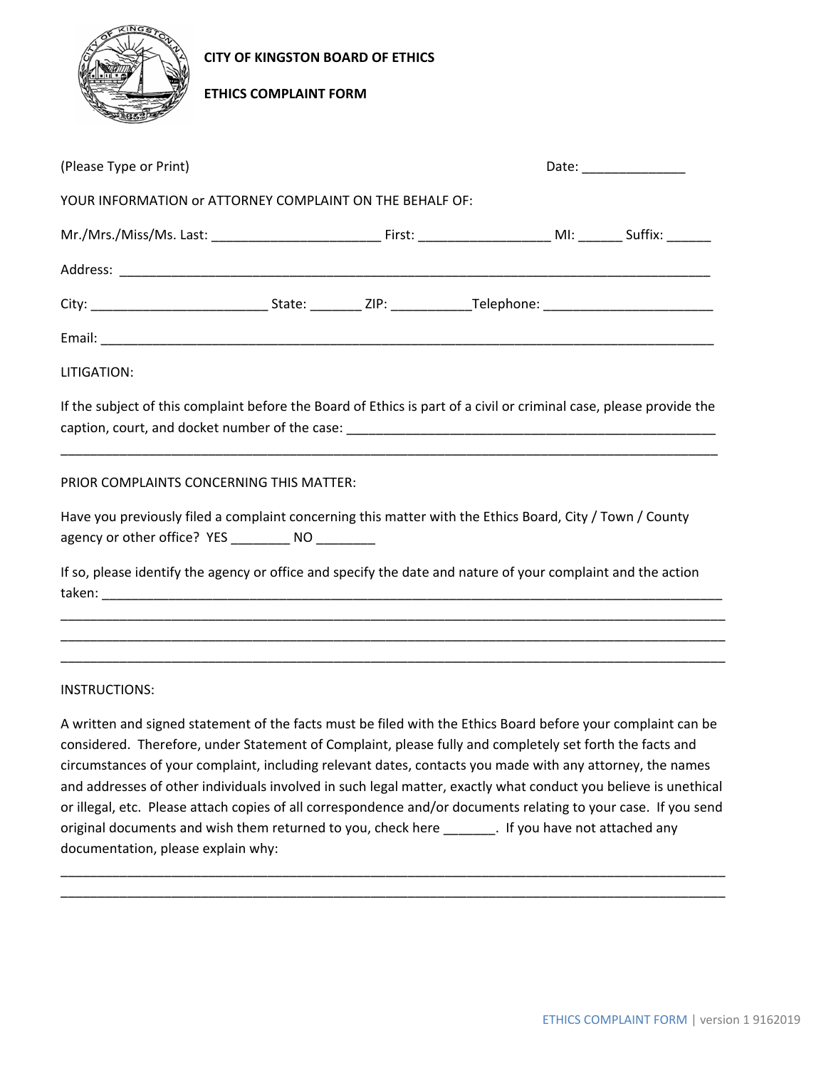# CITY OF KINGSTON BOARD OF ETHICS

## ETHICS COMPLAINT FORM

(Please Type or Print) Date: ______________

YOUR INFORMATION or ATTORNEY COMPLAINT ON THE BEHALF OF:

Mr./Mrs./Miss/Ms. Last: ______________________ First: __________________ MI: ______ Suffix: ______

Address: ________________________________________________________________________________

City: ________________________ State: _______ ZIP: ___________Telephone: _______________________

Email: __________________________________________________________________________________

LITIGATION:

If the subject of this complaint before the Board of Ethics is part of a civil or criminal case, please provide the caption, court, and docket number of the case: ___________________________________________________

_________________________________________________________________________________________

PRIOR COMPLAINTS CONCERNING THIS MATTER:

Have you previously filed a complaint concerning this matter with the Ethics Board, City / Town / County agency or other office? YES ________ NO ________

If so, please identify the agency or office and specify the date and nature of your complaint and the action taken: _________________________________________________________________________________

_________________________________________________________________________________________

_________________________________________________________________________________________

_________________________________________________________________________________________

INSTRUCTIONS:

A written and signed statement of the facts must be filed with the Ethics Board before your complaint can be considered. Therefore, under Statement of Complaint, please fully and completely set forth the facts and circumstances of your complaint, including relevant dates, contacts you made with any attorney, the names and addresses of other individuals involved in such legal matter, exactly what conduct you believe is unethical or illegal, etc. Please attach copies of all correspondence and/or documents relating to your case. If you send original documents and wish them returned to you, check here _______. If you have not attached any documentation, please explain why:

_________________________________________________________________________________________

_________________________________________________________________________________________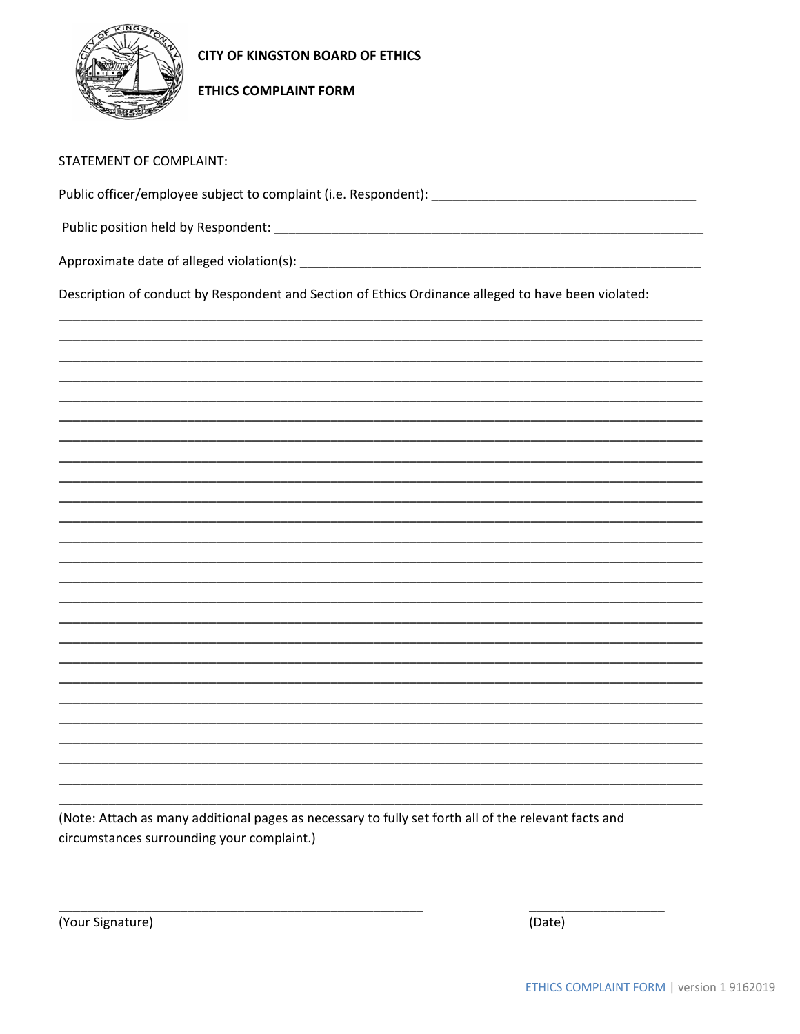**CITY OF KINGSTON BOARD OF ETHICS**

**ETHICS COMPLAINT FORM**

STATEMENT OF COMPLAINT:

Public officer/employee subject to complaint (i.e. Respondent): ____________________________________

Public position held by Respondent: ____________________________________________________________

Approximate date of alleged violation(s): _______________________________________________________

Description of conduct by Respondent and Section of Ethics Ordinance alleged to have been violated:

_________________________________________________________________________________________
_________________________________________________________________________________________
_________________________________________________________________________________________
_________________________________________________________________________________________
_________________________________________________________________________________________
_________________________________________________________________________________________
_________________________________________________________________________________________
_________________________________________________________________________________________
_________________________________________________________________________________________
_________________________________________________________________________________________
_________________________________________________________________________________________
_________________________________________________________________________________________
_________________________________________________________________________________________
_________________________________________________________________________________________
_________________________________________________________________________________________
_________________________________________________________________________________________
_________________________________________________________________________________________
_________________________________________________________________________________________
_________________________________________________________________________________________
_________________________________________________________________________________________
_________________________________________________________________________________________
_________________________________________________________________________________________
_________________________________________________________________________________________
_________________________________________________________________________________________
_________________________________________________________________________________________

(Note: Attach as many additional pages as necessary to fully set forth all of the relevant facts and circumstances surrounding your complaint.)

___________________________________________________ ___________________

(Your Signature) (Date)

ETHICS COMPLAINT FORM | version 1 9162019